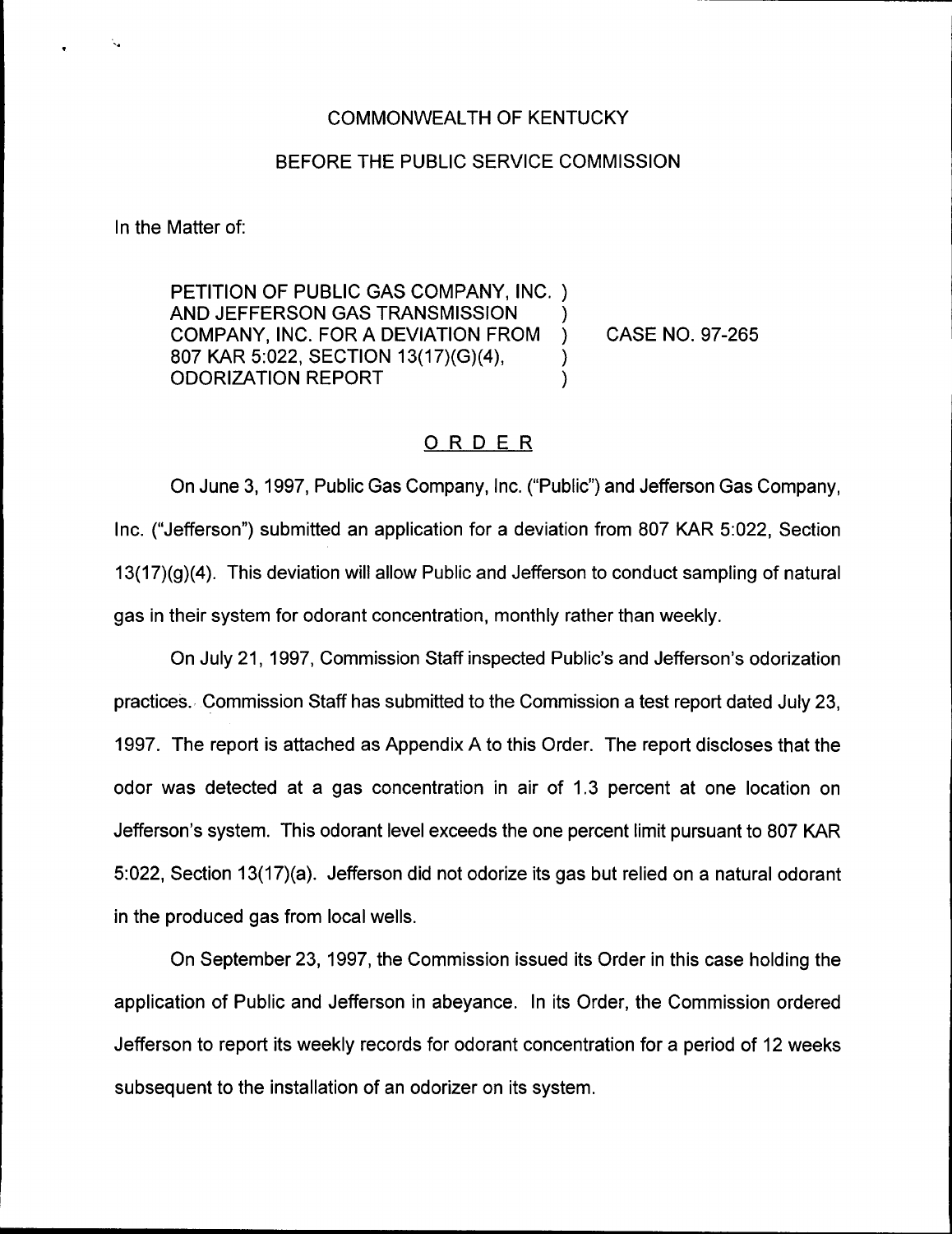COMMONWEALTH OF KENTUCKY

BEFORE THE PUBLIC SERVICE COMMISSION

In the Matter of:

PETITION OF PUBLIC GAS COMPANY, INC. )
AND JEFFERSON GAS TRANSMISSION )
COMPANY, INC. FOR A DEVIATION FROM ) CASE NO. 97-265
807 KAR 5:022, SECTION 13(17)(G)(4), )
ODORIZATION REPORT )

## ORDER

On June 3, 1997, Public Gas Company, Inc. ("Public") and Jefferson Gas Company, Inc. ("Jefferson") submitted an application for a deviation from 807 KAR 5:022, Section 13(17)(g)(4). This deviation will allow Public and Jefferson to conduct sampling of natural gas in their system for odorant concentration, monthly rather than weekly.

On July 21, 1997, Commission Staff inspected Public's and Jefferson's odorization practices. Commission Staff has submitted to the Commission a test report dated July 23, 1997. The report is attached as Appendix A to this Order. The report discloses that the odor was detected at a gas concentration in air of 1.3 percent at one location on Jefferson's system. This odorant level exceeds the one percent limit pursuant to 807 KAR 5:022, Section 13(17)(a). Jefferson did not odorize its gas but relied on a natural odorant in the produced gas from local wells.

On September 23, 1997, the Commission issued its Order in this case holding the application of Public and Jefferson in abeyance. In its Order, the Commission ordered Jefferson to report its weekly records for odorant concentration for a period of 12 weeks subsequent to the installation of an odorizer on its system.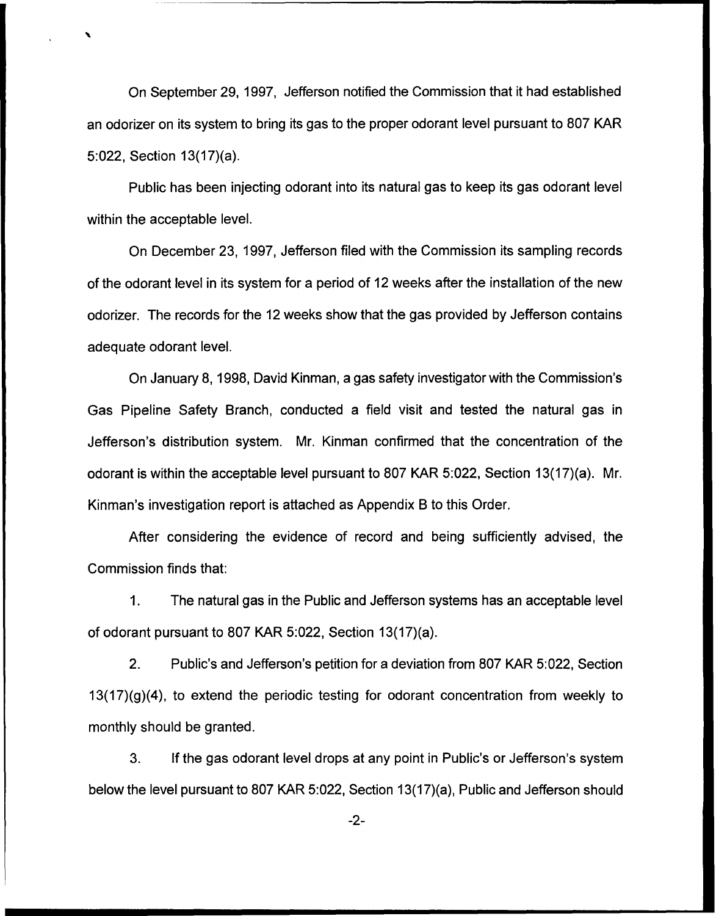On September 29, 1997, Jefferson notified the Commission that it had established an odorizer on its system to bring its gas to the proper odorant level pursuant to 807 KAR 5:022, Section 13(17)(a).

Public has been injecting odorant into its natural gas to keep its gas odorant level within the acceptable level.

On December 23, 1997, Jefferson filed with the Commission its sampling records of the odorant level in its system for a period of 12 weeks after the installation of the new odorizer. The records for the 12 weeks show that the gas provided by Jefferson contains adequate odorant level.

On January 8, 1998, David Kinman, a gas safety investigator with the Commission's Gas Pipeline Safety Branch, conducted a field visit and tested the natural gas in Jefferson's distribution system. Mr. Kinman confirmed that the concentration of the odorant is within the acceptable level pursuant to 807 KAR 5:022, Section 13(17)(a). Mr. Kinman's investigation report is attached as Appendix B to this Order.

After considering the evidence of record and being sufficiently advised, the Commission finds that:

1. The natural gas in the Public and Jefferson systems has an acceptable level of odorant pursuant to 807 KAR 5:022, Section 13(17)(a).

2. Public's and Jefferson's petition for a deviation from 807 KAR 5:022, Section 13(17)(g)(4), to extend the periodic testing for odorant concentration from weekly to monthly should be granted.

3. If the gas odorant level drops at any point in Public's or Jefferson's system below the level pursuant to 807 KAR 5:022, Section 13(17)(a), Public and Jefferson should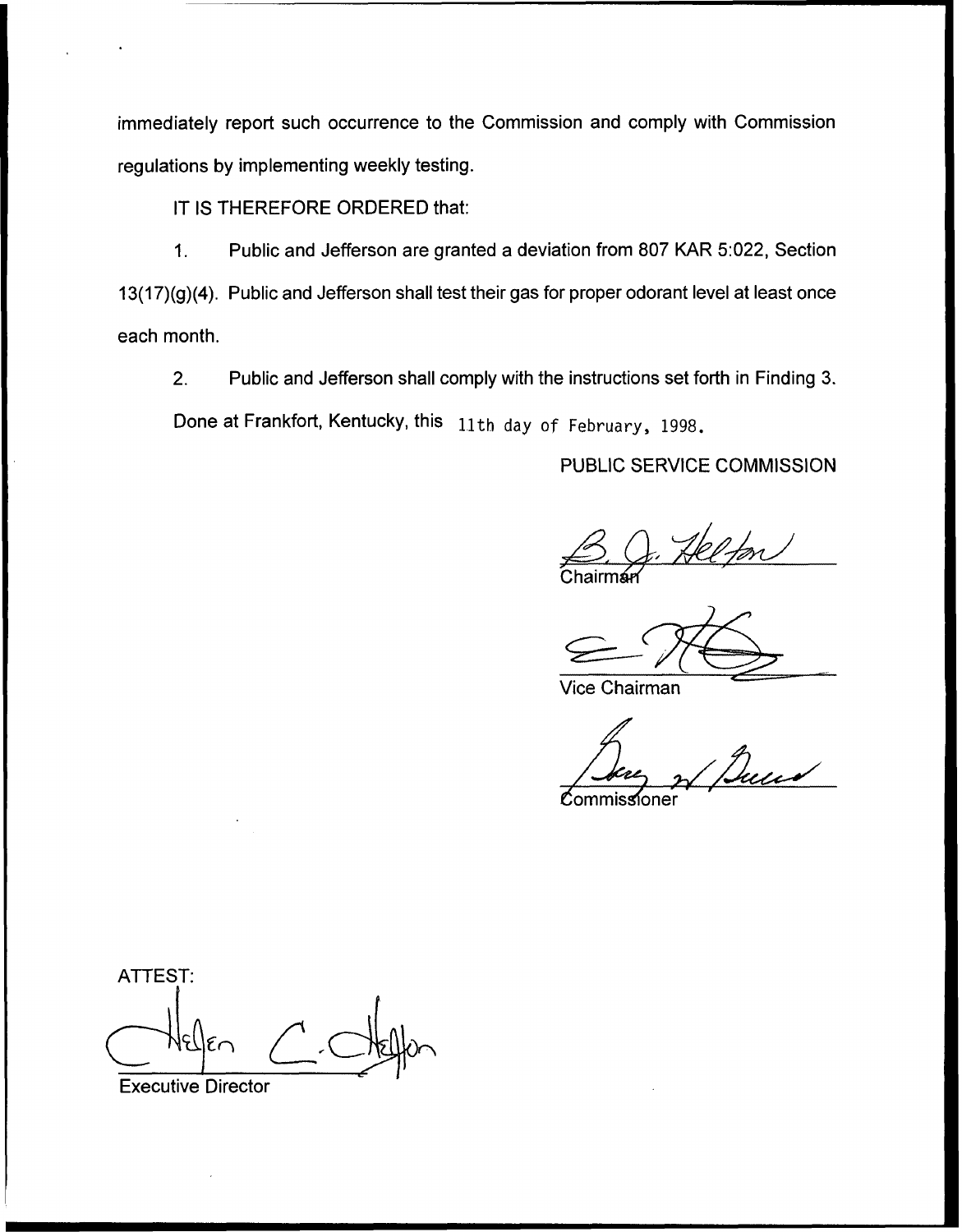immediately report such occurrence to the Commission and comply with Commission regulations by implementing weekly testing.

IT IS THEREFORE ORDERED that:

1. Public and Jefferson are granted a deviation from 807 KAR 5:022, Section 13(17)(g)(4). Public and Jefferson shall test their gas for proper odorant level at least once each month.

2. Public and Jefferson shall comply with the instructions set forth in Finding 3.

Done at Frankfort, Kentucky, this 11th day of February, 1998.

PUBLIC SERVICE COMMISSION

Chairman

Vice Chairman

Commissioner

ATTEST:

Executive Director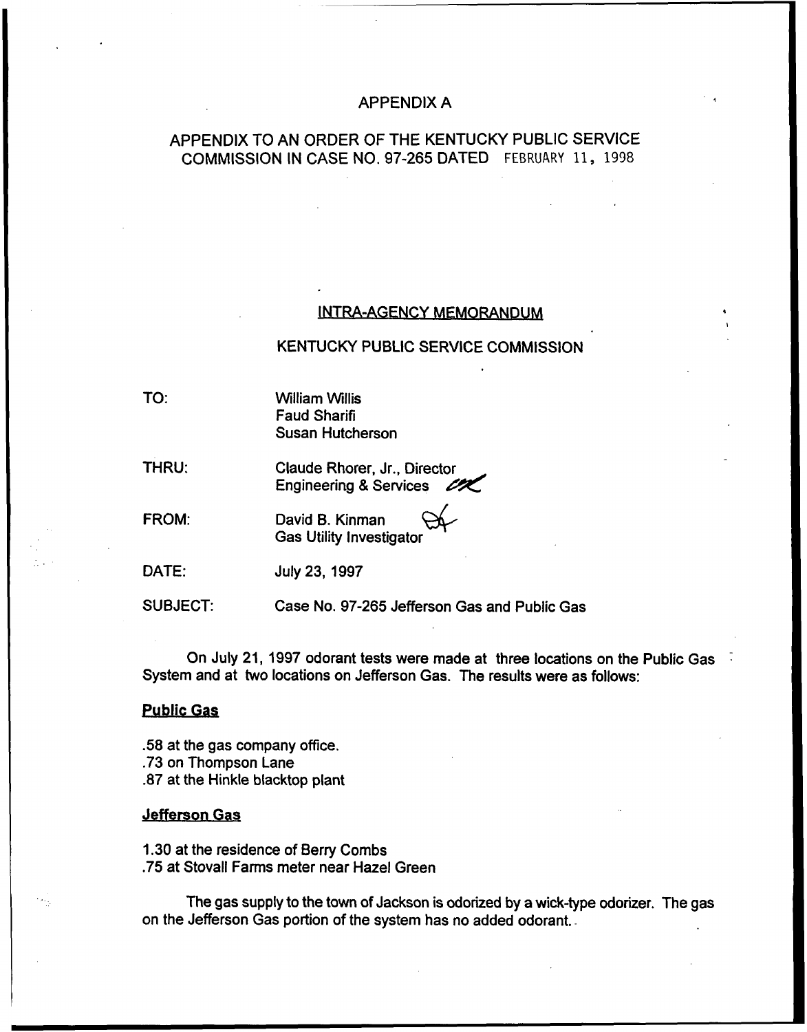APPENDIX A

APPENDIX TO AN ORDER OF THE KENTUCKY PUBLIC SERVICE COMMISSION IN CASE NO. 97-265 DATED FEBRUARY 11, 1998

INTRA-AGENCY MEMORANDUM

KENTUCKY PUBLIC SERVICE COMMISSION

TO: William Willis
Faud Sharifi
Susan Hutcherson

THRU: Claude Rhorer, Jr., Director
Engineering & Services

FROM: David B. Kinman
Gas Utility Investigator

DATE: July 23, 1997

SUBJECT: Case No. 97-265 Jefferson Gas and Public Gas

On July 21, 1997 odorant tests were made at three locations on the Public Gas System and at two locations on Jefferson Gas. The results were as follows:

**Public Gas**

.58 at the gas company office.
.73 on Thompson Lane
.87 at the Hinkle blacktop plant

**Jefferson Gas**

1.30 at the residence of Berry Combs
.75 at Stovall Farms meter near Hazel Green

The gas supply to the town of Jackson is odorized by a wick-type odorizer. The gas on the Jefferson Gas portion of the system has no added odorant.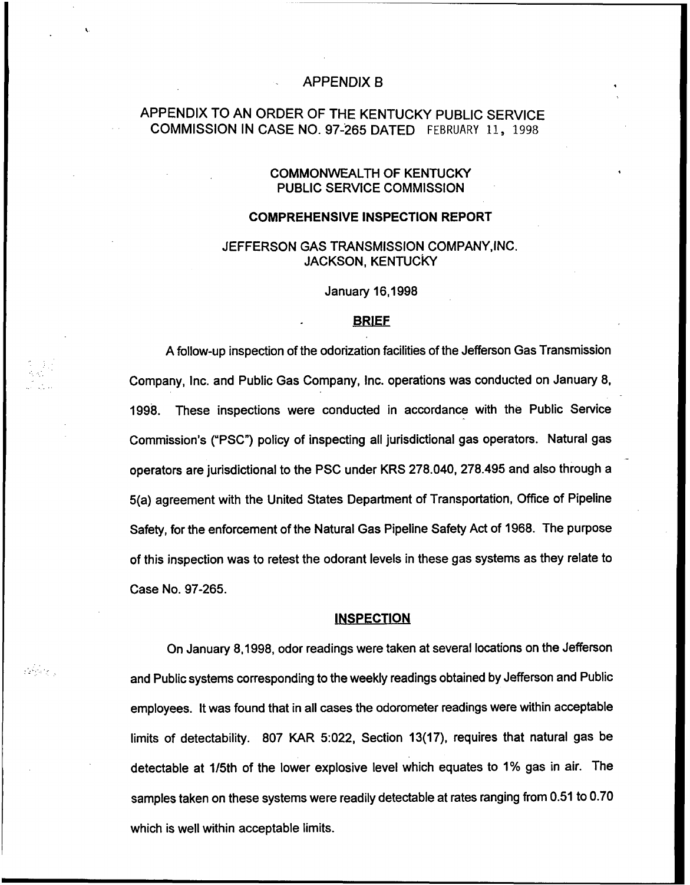# APPENDIX B

## APPENDIX TO AN ORDER OF THE KENTUCKY PUBLIC SERVICE COMMISSION IN CASE NO. 97-265 DATED FEBRUARY 11, 1998

COMMONWEALTH OF KENTUCKY
PUBLIC SERVICE COMMISSION

**COMPREHENSIVE INSPECTION REPORT**

JEFFERSON GAS TRANSMISSION COMPANY,INC.
JACKSON, KENTUCKY

January 16,1998

### BRIEF

A follow-up inspection of the odorization facilities of the Jefferson Gas Transmission Company, Inc. and Public Gas Company, Inc. operations was conducted on January 8, 1998. These inspections were conducted in accordance with the Public Service Commission's ("PSC") policy of inspecting all jurisdictional gas operators. Natural gas operators are jurisdictional to the PSC under KRS 278.040, 278.495 and also through a 5(a) agreement with the United States Department of Transportation, Office of Pipeline Safety, for the enforcement of the Natural Gas Pipeline Safety Act of 1968. The purpose of this inspection was to retest the odorant levels in these gas systems as they relate to Case No. 97-265.

### INSPECTION

On January 8,1998, odor readings were taken at several locations on the Jefferson and Public systems corresponding to the weekly readings obtained by Jefferson and Public employees. It was found that in all cases the odorometer readings were within acceptable limits of detectability. 807 KAR 5:022, Section 13(17), requires that natural gas be detectable at 1/5th of the lower explosive level which equates to 1% gas in air. The samples taken on these systems were readily detectable at rates ranging from 0.51 to 0.70 which is well within acceptable limits.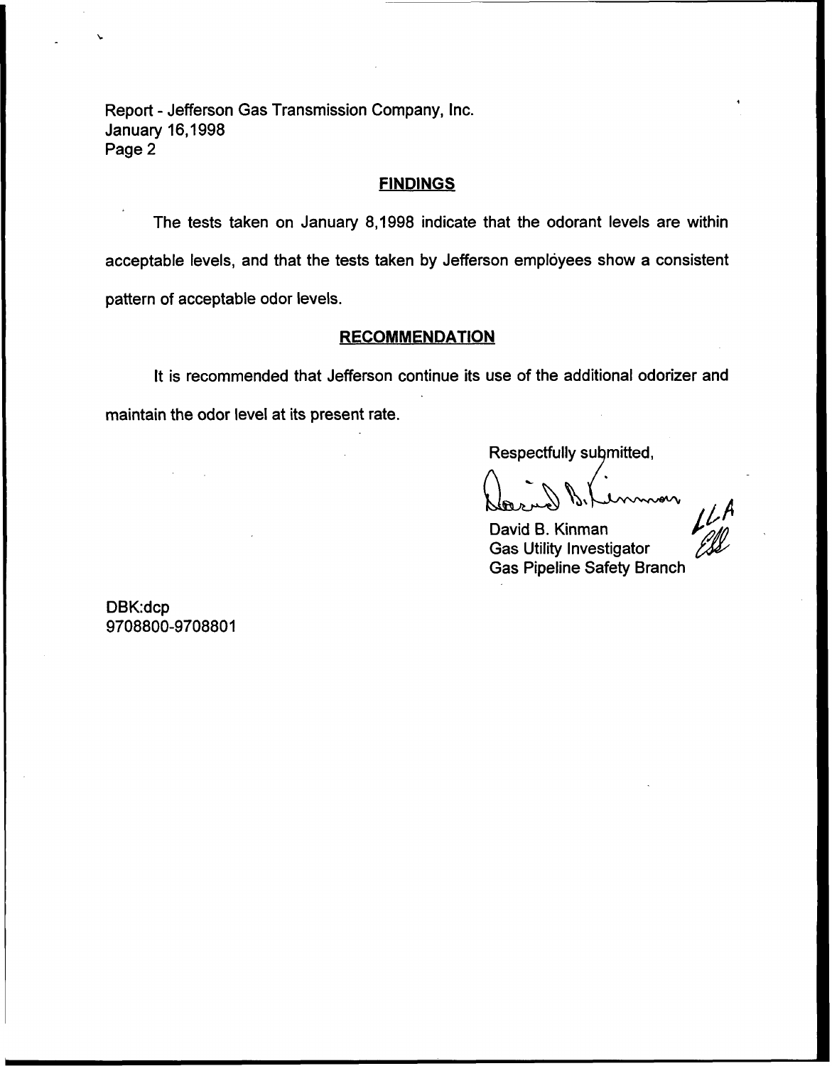Report - Jefferson Gas Transmission Company, Inc.
January 16,1998
Page 2

## FINDINGS

The tests taken on January 8,1998 indicate that the odorant levels are within acceptable levels, and that the tests taken by Jefferson employees show a consistent pattern of acceptable odor levels.

## RECOMMENDATION

It is recommended that Jefferson continue its use of the additional odorizer and maintain the odor level at its present rate.

Respectfully submitted,

David B. Kinman
Gas Utility Investigator
Gas Pipeline Safety Branch

DBK:dcp
9708800-9708801